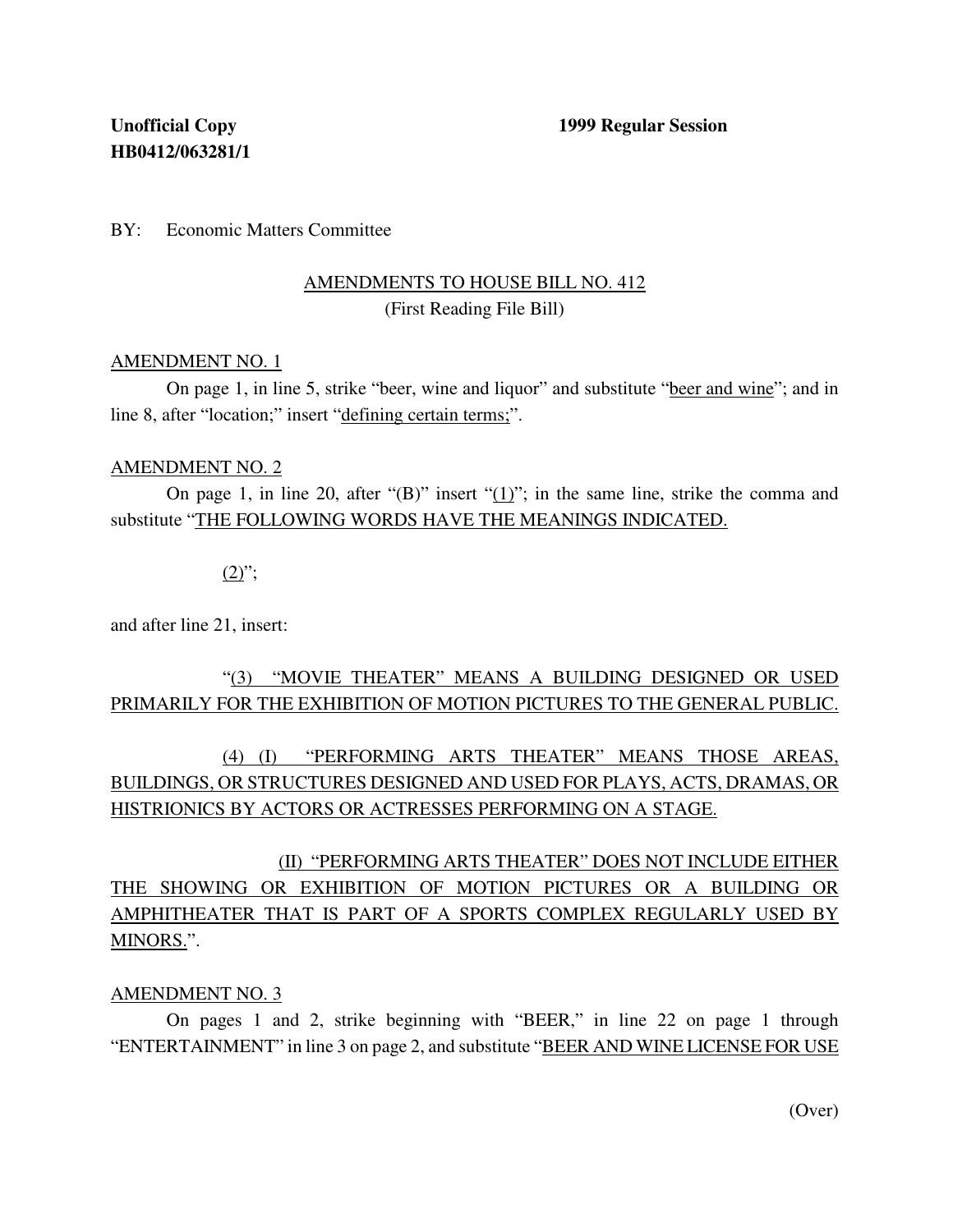**Unofficial Copy** **1999 Regular Session**
**HB0412/063281/1**

BY: Economic Matters Committee

AMENDMENTS TO HOUSE BILL NO. 412
(First Reading File Bill)

AMENDMENT NO. 1

On page 1, in line 5, strike "beer, wine and liquor" and substitute "beer and wine"; and in line 8, after "location;" insert "defining certain terms;".

AMENDMENT NO. 2

On page 1, in line 20, after "(B)" insert "(1)"; in the same line, strike the comma and substitute "THE FOLLOWING WORDS HAVE THE MEANINGS INDICATED.

(2)";

and after line 21, insert:

"(3) "MOVIE THEATER" MEANS A BUILDING DESIGNED OR USED PRIMARILY FOR THE EXHIBITION OF MOTION PICTURES TO THE GENERAL PUBLIC.

(4) (I) "PERFORMING ARTS THEATER" MEANS THOSE AREAS, BUILDINGS, OR STRUCTURES DESIGNED AND USED FOR PLAYS, ACTS, DRAMAS, OR HISTRIONICS BY ACTORS OR ACTRESSES PERFORMING ON A STAGE.

(II) "PERFORMING ARTS THEATER" DOES NOT INCLUDE EITHER THE SHOWING OR EXHIBITION OF MOTION PICTURES OR A BUILDING OR AMPHITHEATER THAT IS PART OF A SPORTS COMPLEX REGULARLY USED BY MINORS.".

AMENDMENT NO. 3

On pages 1 and 2, strike beginning with "BEER," in line 22 on page 1 through "ENTERTAINMENT" in line 3 on page 2, and substitute "BEER AND WINE LICENSE FOR USE

(Over)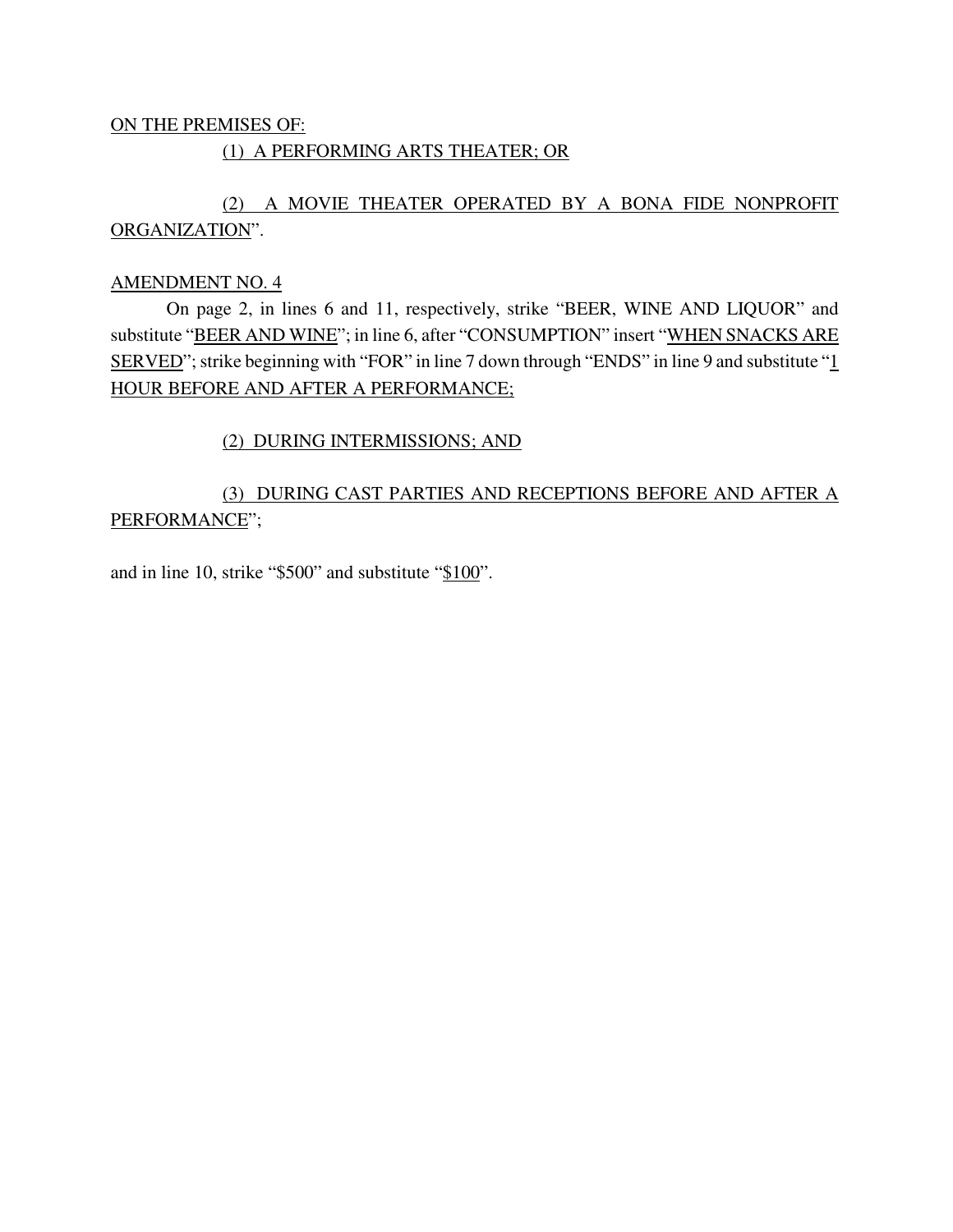<u>ON THE PREMISES OF:</u>

<u>(1) A PERFORMING ARTS THEATER; OR</u>

<u>(2) A MOVIE THEATER OPERATED BY A BONA FIDE NONPROFIT ORGANIZATION</u>".

<u>AMENDMENT NO. 4</u>

On page 2, in lines 6 and 11, respectively, strike "BEER, WINE AND LIQUOR" and substitute "<u>BEER AND WINE</u>"; in line 6, after "CONSUMPTION" insert "<u>WHEN SNACKS ARE SERVED</u>"; strike beginning with "FOR" in line 7 down through "ENDS" in line 9 and substitute "<u>1 HOUR BEFORE AND AFTER A PERFORMANCE;</u>

<u>(2) DURING INTERMISSIONS; AND</u>

<u>(3) DURING CAST PARTIES AND RECEPTIONS BEFORE AND AFTER A PERFORMANCE</u>";

and in line 10, strike "$500" and substitute "<u>$100</u>".